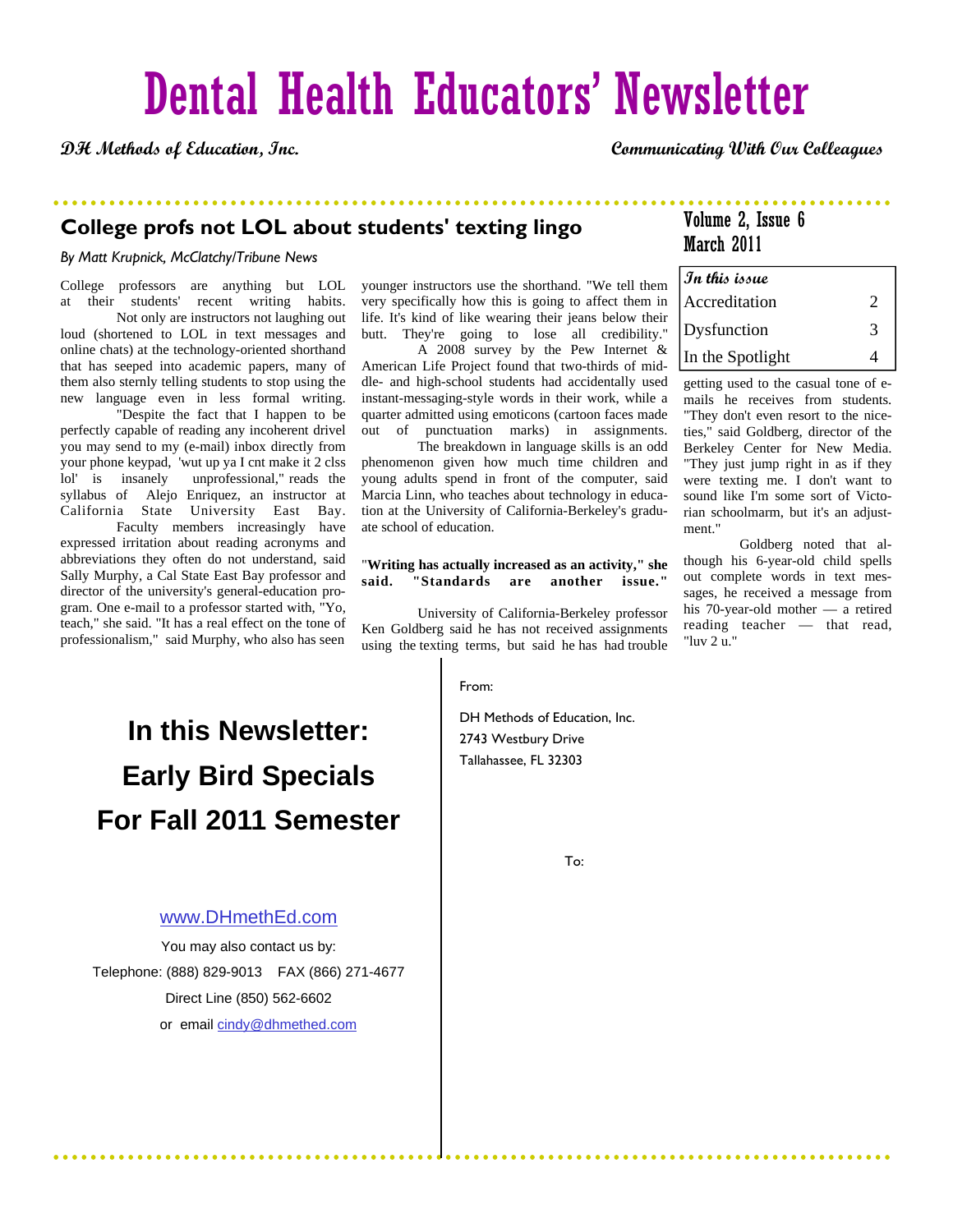# Dental Health Educators' Newsletter

**DH Methods of Education, Inc.** — **Communicating With Our Colleagues**

Volume 2, Issue 6
March 2011

| In this issue | |
|---|---|
| Accreditation | 2 |
| Dysfunction | 3 |
| In the Spotlight | 4 |

## College profs not LOL about students' texting lingo

*By Matt Krupnick, McClatchy/Tribune News*

College professors are anything but LOL at their students' recent writing habits.

Not only are instructors not laughing out loud (shortened to LOL in text messages and online chats) at the technology-oriented shorthand that has seeped into academic papers, many of them also sternly telling students to stop using the new language even in less formal writing.

"Despite the fact that I happen to be perfectly capable of reading any incoherent drivel you may send to my (e-mail) inbox directly from your phone keypad, 'wut up ya I cnt make it 2 clss lol' is insanely unprofessional," reads the syllabus of Alejo Enriquez, an instructor at California State University East Bay.

Faculty members increasingly have expressed irritation about reading acronyms and abbreviations they often do not understand, said Sally Murphy, a Cal State East Bay professor and director of the university's general-education program. One e-mail to a professor started with, "Yo, teach," she said. "It has a real effect on the tone of professionalism," said Murphy, who also has seen younger instructors use the shorthand. "We tell them very specifically how this is going to affect them in life. It's kind of like wearing their jeans below their butt. They're going to lose all credibility."

A 2008 survey by the Pew Internet & American Life Project found that two-thirds of middle- and high-school students had accidentally used instant-messaging-style words in their work, while a quarter admitted using emoticons (cartoon faces made out of punctuation marks) in assignments.

The breakdown in language skills is an odd phenomenon given how much time children and young adults spend in front of the computer, said Marcia Linn, who teaches about technology in education at the University of California-Berkeley's graduate school of education.

"**Writing has actually increased as an activity," she said. "Standards are another issue."**

University of California-Berkeley professor Ken Goldberg said he has not received assignments using the texting terms, but said he has had trouble getting used to the casual tone of e-mails he receives from students. "They don't even resort to the niceties," said Goldberg, director of the Berkeley Center for New Media. "They just jump right in as if they were texting me. I don't want to sound like I'm some sort of Victorian schoolmarm, but it's an adjustment."

Goldberg noted that although his 6-year-old child spells out complete words in text messages, he received a message from his 70-year-old mother — a retired reading teacher — that read, "luv 2 u."

## In this Newsletter:
## Early Bird Specials
## For Fall 2011 Semester

www.DHmethEd.com

You may also contact us by:

Telephone: (888) 829-9013 FAX (866) 271-4677

Direct Line (850) 562-6602

or email cindy@dhmethed.com

From:

DH Methods of Education, Inc.
2743 Westbury Drive
Tallahassee, FL 32303

To: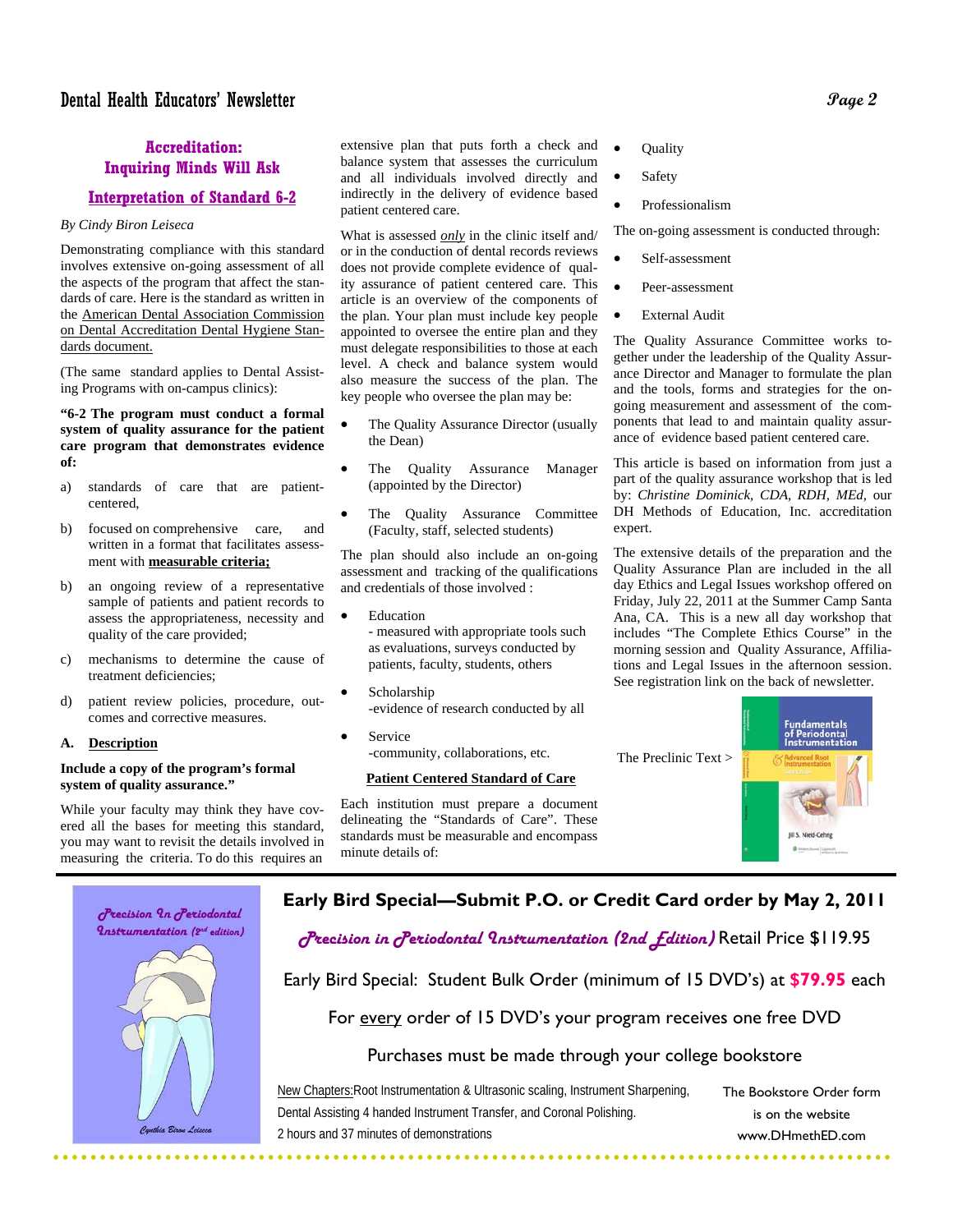## Accreditation: Inquiring Minds Will Ask

### Interpretation of Standard 6-2

*By Cindy Biron Leiseca*

Demonstrating compliance with this standard involves extensive on-going assessment of all the aspects of the program that affect the standards of care. Here is the standard as written in the American Dental Association Commission on Dental Accreditation Dental Hygiene Standards document.

(The same standard applies to Dental Assisting Programs with on-campus clinics):

**"6-2 The program must conduct a formal system of quality assurance for the patient care program that demonstrates evidence of:**

a) standards of care that are patient-centered,

b) focused on comprehensive care, and written in a format that facilitates assessment with **measurable criteria;**

b) an ongoing review of a representative sample of patients and patient records to assess the appropriateness, necessity and quality of the care provided;

c) mechanisms to determine the cause of treatment deficiencies;

d) patient review policies, procedure, outcomes and corrective measures.

**A. Description**

**Include a copy of the program's formal system of quality assurance."**

While your faculty may think they have covered all the bases for meeting this standard, you may want to revisit the details involved in measuring the criteria. To do this requires an extensive plan that puts forth a check and balance system that assesses the curriculum and all individuals involved directly and indirectly in the delivery of evidence based patient centered care.

What is assessed *only* in the clinic itself and/or in the conduction of dental records reviews does not provide complete evidence of quality assurance of patient centered care. This article is an overview of the components of the plan. Your plan must include key people appointed to oversee the entire plan and they must delegate responsibilities to those at each level. A check and balance system would also measure the success of the plan. The key people who oversee the plan may be:

- The Quality Assurance Director (usually the Dean)
- The Quality Assurance Manager (appointed by the Director)
- The Quality Assurance Committee (Faculty, staff, selected students)

The plan should also include an on-going assessment and tracking of the qualifications and credentials of those involved :

- Education
  - measured with appropriate tools such as evaluations, surveys conducted by patients, faculty, students, others
- Scholarship
  -evidence of research conducted by all
- Service
  -community, collaborations, etc.

**Patient Centered Standard of Care**

Each institution must prepare a document delineating the "Standards of Care". These standards must be measurable and encompass minute details of:

- Quality
- Safety
- Professionalism

The on-going assessment is conducted through:

- Self-assessment
- Peer-assessment
- External Audit

The Quality Assurance Committee works together under the leadership of the Quality Assurance Director and Manager to formulate the plan and the tools, forms and strategies for the on-going measurement and assessment of the components that lead to and maintain quality assurance of evidence based patient centered care.

This article is based on information from just a part of the quality assurance workshop that is led by: *Christine Dominick, CDA, RDH, MEd,* our DH Methods of Education, Inc. accreditation expert.

The extensive details of the preparation and the Quality Assurance Plan are included in the all day Ethics and Legal Issues workshop offered on Friday, July 22, 2011 at the Summer Camp Santa Ana, CA. This is a new all day workshop that includes "The Complete Ethics Course" in the morning session and Quality Assurance, Affiliations and Legal Issues in the afternoon session. See registration link on the back of newsletter.

The Preclinic Text >

Fundamentals of Periodontal Instrumentation & Advanced Root Instrumentation — Jill S. Nield-Gehrig

---

*Precision In Periodontal Instrumentation (2nd edition)* — *Cynthia Biron Leiseca*

**Early Bird Special—Submit P.O. or Credit Card order by May 2, 2011**

*Precision in Periodontal Instrumentation (2nd Edition)* Retail Price $119.95

Early Bird Special: Student Bulk Order (minimum of 15 DVD's) at **$79.95** each

For every order of 15 DVD's your program receives one free DVD

Purchases must be made through your college bookstore

New Chapters: Root Instrumentation & Ultrasonic scaling, Instrument Sharpening, Dental Assisting 4 handed Instrument Transfer, and Coronal Polishing.
2 hours and 37 minutes of demonstrations

The Bookstore Order form is on the website www.DHmethED.com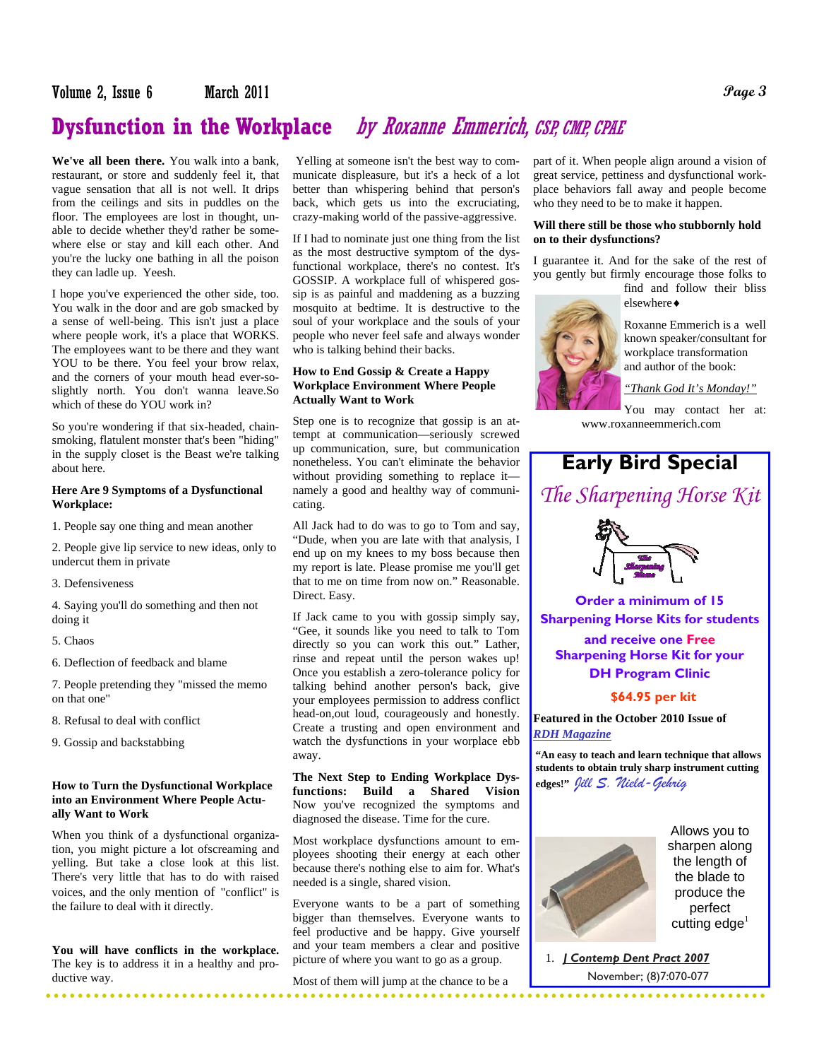# Dysfunction in the Workplace *by Roxanne Emmerich, CSP, CMP, CPAE*

**We've all been there.** You walk into a bank, restaurant, or store and suddenly feel it, that vague sensation that all is not well. It drips from the ceilings and sits in puddles on the floor. The employees are lost in thought, unable to decide whether they'd rather be somewhere else or stay and kill each other. And you're the lucky one bathing in all the poison they can ladle up. Yeesh.

I hope you've experienced the other side, too. You walk in the door and are gob smacked by a sense of well-being. This isn't just a place where people work, it's a place that WORKS. The employees want to be there and they want YOU to be there. You feel your brow relax, and the corners of your mouth head ever-so-slightly north. You don't wanna leave.So which of these do YOU work in?

So you're wondering if that six-headed, chain-smoking, flatulent monster that's been "hiding" in the supply closet is the Beast we're talking about here.

**Here Are 9 Symptoms of a Dysfunctional Workplace:**

1. People say one thing and mean another
2. People give lip service to new ideas, only to undercut them in private
3. Defensiveness
4. Saying you'll do something and then not doing it
5. Chaos
6. Deflection of feedback and blame
7. People pretending they "missed the memo on that one"
8. Refusal to deal with conflict
9. Gossip and backstabbing

**How to Turn the Dysfunctional Workplace into an Environment Where People Actually Want to Work**

When you think of a dysfunctional organization, you might picture a lot ofscreaming and yelling. But take a close look at this list. There's very little that has to do with raised voices, and the only mention of "conflict" is the failure to deal with it directly.

**You will have conflicts in the workplace.** The key is to address it in a healthy and productive way.

Yelling at someone isn't the best way to communicate displeasure, but it's a heck of a lot better than whispering behind that person's back, which gets us into the excruciating, crazy-making world of the passive-aggressive.

If I had to nominate just one thing from the list as the most destructive symptom of the dysfunctional workplace, there's no contest. It's GOSSIP. A workplace full of whispered gossip is as painful and maddening as a buzzing mosquito at bedtime. It is destructive to the soul of your workplace and the souls of your people who never feel safe and always wonder who is talking behind their backs.

**How to End Gossip & Create a Happy Workplace Environment Where People Actually Want to Work**

Step one is to recognize that gossip is an attempt at communication—seriously screwed up communication, sure, but communication nonetheless. You can't eliminate the behavior without providing something to replace it—namely a good and healthy way of communicating.

All Jack had to do was to go to Tom and say, "Dude, when you are late with that analysis, I end up on my knees to my boss because then my report is late. Please promise me you'll get that to me on time from now on." Reasonable. Direct. Easy.

If Jack came to you with gossip simply say, "Gee, it sounds like you need to talk to Tom directly so you can work this out." Lather, rinse and repeat until the person wakes up! Once you establish a zero-tolerance policy for talking behind another person's back, give your employees permission to address conflict head-on,out loud, courageously and honestly. Create a trusting and open environment and watch the dysfunctions in your worplace ebb away.

**The Next Step to Ending Workplace Dysfunctions: Build a Shared Vision**
Now you've recognized the symptoms and diagnosed the disease. Time for the cure.

Most workplace dysfunctions amount to employees shooting their energy at each other because there's nothing else to aim for. What's needed is a single, shared vision.

Everyone wants to be a part of something bigger than themselves. Everyone wants to feel productive and be happy. Give yourself and your team members a clear and positive picture of where you want to go as a group.

Most of them will jump at the chance to be a part of it. When people align around a vision of great service, pettiness and dysfunctional workplace behaviors fall away and people become who they need to be to make it happen.

**Will there still be those who stubbornly hold on to their dysfunctions?**

I guarantee it. And for the sake of the rest of you gently but firmly encourage those folks to find and follow their bliss elsewhere♦

Roxanne Emmerich is a well known speaker/consultant for workplace transformation and author of the book:

*"Thank God It's Monday!"*

You may contact her at: www.roxanneemmerich.com

---

## Early Bird Special

*The Sharpening Horse Kit*

**Order a minimum of 15 Sharpening Horse Kits for students and receive one Free Sharpening Horse Kit for your DH Program Clinic**

**$64.95 per kit**

**Featured in the October 2010 Issue of *RDH Magazine***

**"An easy to teach and learn technique that allows students to obtain truly sharp instrument cutting edges!"** *Jill S. Nield-Gehrig*

Allows you to sharpen along the length of the blade to produce the perfect cutting edge[1]

1. *J Contemp Dent Pract 2007* November; (8)7:070-077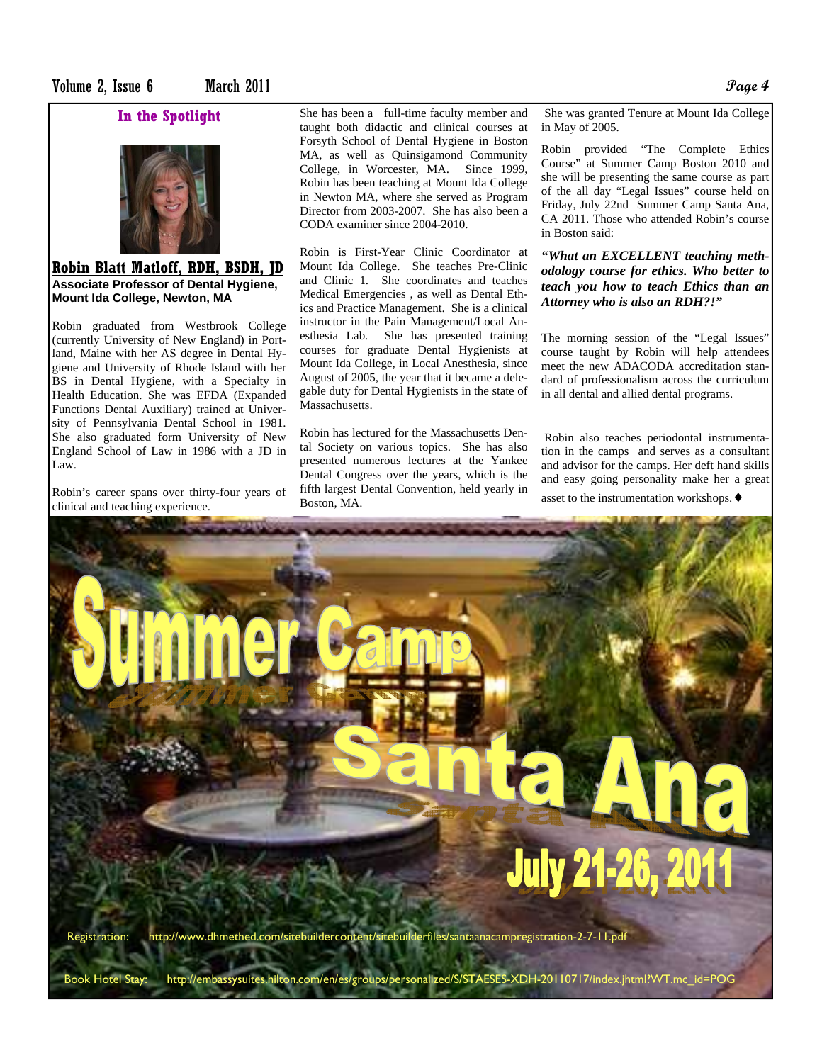## In the Spotlight

**Robin Blatt Matloff, RDH, BSDH, JD**

**Associate Professor of Dental Hygiene, Mount Ida College, Newton, MA**

Robin graduated from Westbrook College (currently University of New England) in Portland, Maine with her AS degree in Dental Hygiene and University of Rhode Island with her BS in Dental Hygiene, with a Specialty in Health Education. She was EFDA (Expanded Functions Dental Auxiliary) trained at University of Pennsylvania Dental School in 1981. She also graduated form University of New England School of Law in 1986 with a JD in Law.

Robin's career spans over thirty-four years of clinical and teaching experience.

She has been a full-time faculty member and taught both didactic and clinical courses at Forsyth School of Dental Hygiene in Boston MA, as well as Quinsigamond Community College, in Worcester, MA. Since 1999, Robin has been teaching at Mount Ida College in Newton MA, where she served as Program Director from 2003-2007. She has also been a CODA examiner since 2004-2010.

Robin is First-Year Clinic Coordinator at Mount Ida College. She teaches Pre-Clinic and Clinic 1. She coordinates and teaches Medical Emergencies , as well as Dental Ethics and Practice Management. She is a clinical instructor in the Pain Management/Local Anesthesia Lab. She has presented training courses for graduate Dental Hygienists at Mount Ida College, in Local Anesthesia, since August of 2005, the year that it became a delegable duty for Dental Hygienists in the state of Massachusetts.

Robin has lectured for the Massachusetts Dental Society on various topics. She has also presented numerous lectures at the Yankee Dental Congress over the years, which is the fifth largest Dental Convention, held yearly in Boston, MA.

She was granted Tenure at Mount Ida College in May of 2005.

Robin provided "The Complete Ethics Course" at Summer Camp Boston 2010 and she will be presenting the same course as part of the all day "Legal Issues" course held on Friday, July 22nd Summer Camp Santa Ana, CA 2011. Those who attended Robin's course in Boston said:

***"What an EXCELLENT teaching methodology course for ethics. Who better to teach you how to teach Ethics than an Attorney who is also an RDH?!"***

The morning session of the "Legal Issues" course taught by Robin will help attendees meet the new ADACODA accreditation standard of professionalism across the curriculum in all dental and allied dental programs.

Robin also teaches periodontal instrumentation in the camps and serves as a consultant and advisor for the camps. Her deft hand skills and easy going personality make her a great asset to the instrumentation workshops. ♦

# Summer Camp Santa Ana

## July 21-26, 2011

Registration: http://www.dhmethed.com/sitebuildercontent/sitebuilderfiles/santaanacampregistration-2-7-11.pdf

Book Hotel Stay: http://embassysuites.hilton.com/en/es/groups/personalized/S/STAESES-XDH-20110717/index.jhtml?WT.mc_id=POG